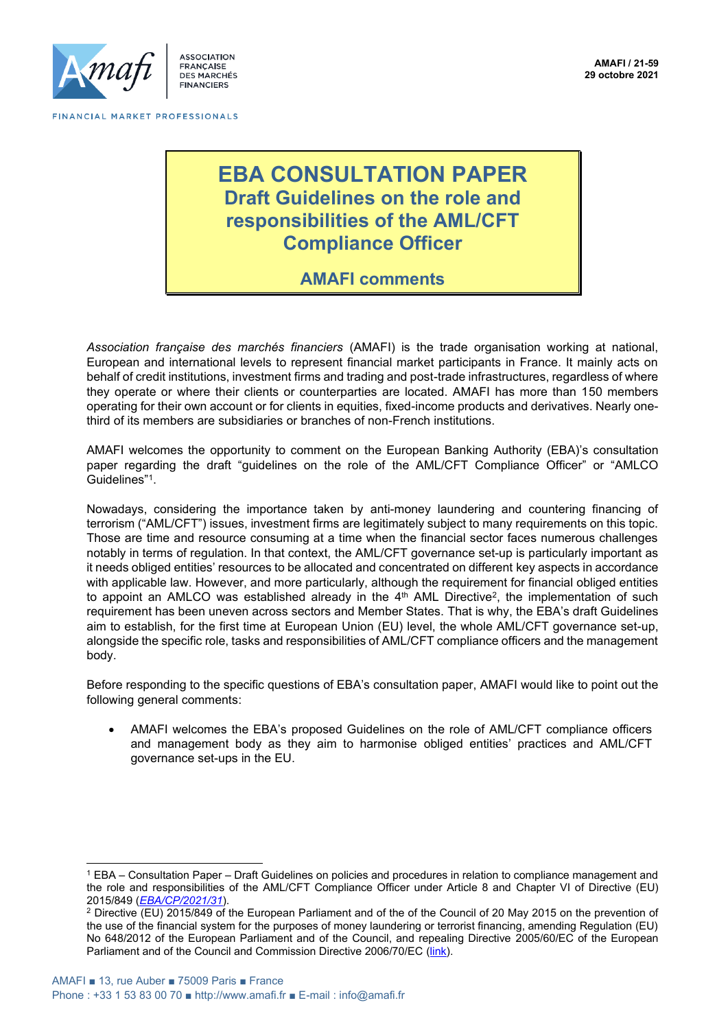AMAFI / 21-59
29 octobre 2021

# EBA CONSULTATION PAPER

## Draft Guidelines on the role and responsibilities of the AML/CFT Compliance Officer

## AMAFI comments

*Association française des marchés financiers* (AMAFI) is the trade organisation working at national, European and international levels to represent financial market participants in France. It mainly acts on behalf of credit institutions, investment firms and trading and post-trade infrastructures, regardless of where they operate or where their clients or counterparties are located. AMAFI has more than 150 members operating for their own account or for clients in equities, fixed-income products and derivatives. Nearly one-third of its members are subsidiaries or branches of non-French institutions.

AMAFI welcomes the opportunity to comment on the European Banking Authority (EBA)'s consultation paper regarding the draft "guidelines on the role of the AML/CFT Compliance Officer" or "AMLCO Guidelines"[1].

Nowadays, considering the importance taken by anti-money laundering and countering financing of terrorism ("AML/CFT") issues, investment firms are legitimately subject to many requirements on this topic. Those are time and resource consuming at a time when the financial sector faces numerous challenges notably in terms of regulation. In that context, the AML/CFT governance set-up is particularly important as it needs obliged entities' resources to be allocated and concentrated on different key aspects in accordance with applicable law. However, and more particularly, although the requirement for financial obliged entities to appoint an AMLCO was established already in the 4th AML Directive[2], the implementation of such requirement has been uneven across sectors and Member States. That is why, the EBA's draft Guidelines aim to establish, for the first time at European Union (EU) level, the whole AML/CFT governance set-up, alongside the specific role, tasks and responsibilities of AML/CFT compliance officers and the management body.

Before responding to the specific questions of EBA's consultation paper, AMAFI would like to point out the following general comments:

- AMAFI welcomes the EBA's proposed Guidelines on the role of AML/CFT compliance officers and management body as they aim to harmonise obliged entities' practices and AML/CFT governance set-ups in the EU.

---

[1] EBA – Consultation Paper – Draft Guidelines on policies and procedures in relation to compliance management and the role and responsibilities of the AML/CFT Compliance Officer under Article 8 and Chapter VI of Directive (EU) 2015/849 (*EBA/CP/2021/31*).

[2] Directive (EU) 2015/849 of the European Parliament and of the of the Council of 20 May 2015 on the prevention of the use of the financial system for the purposes of money laundering or terrorist financing, amending Regulation (EU) No 648/2012 of the European Parliament and of the Council, and repealing Directive 2005/60/EC of the European Parliament and of the Council and Commission Directive 2006/70/EC (link).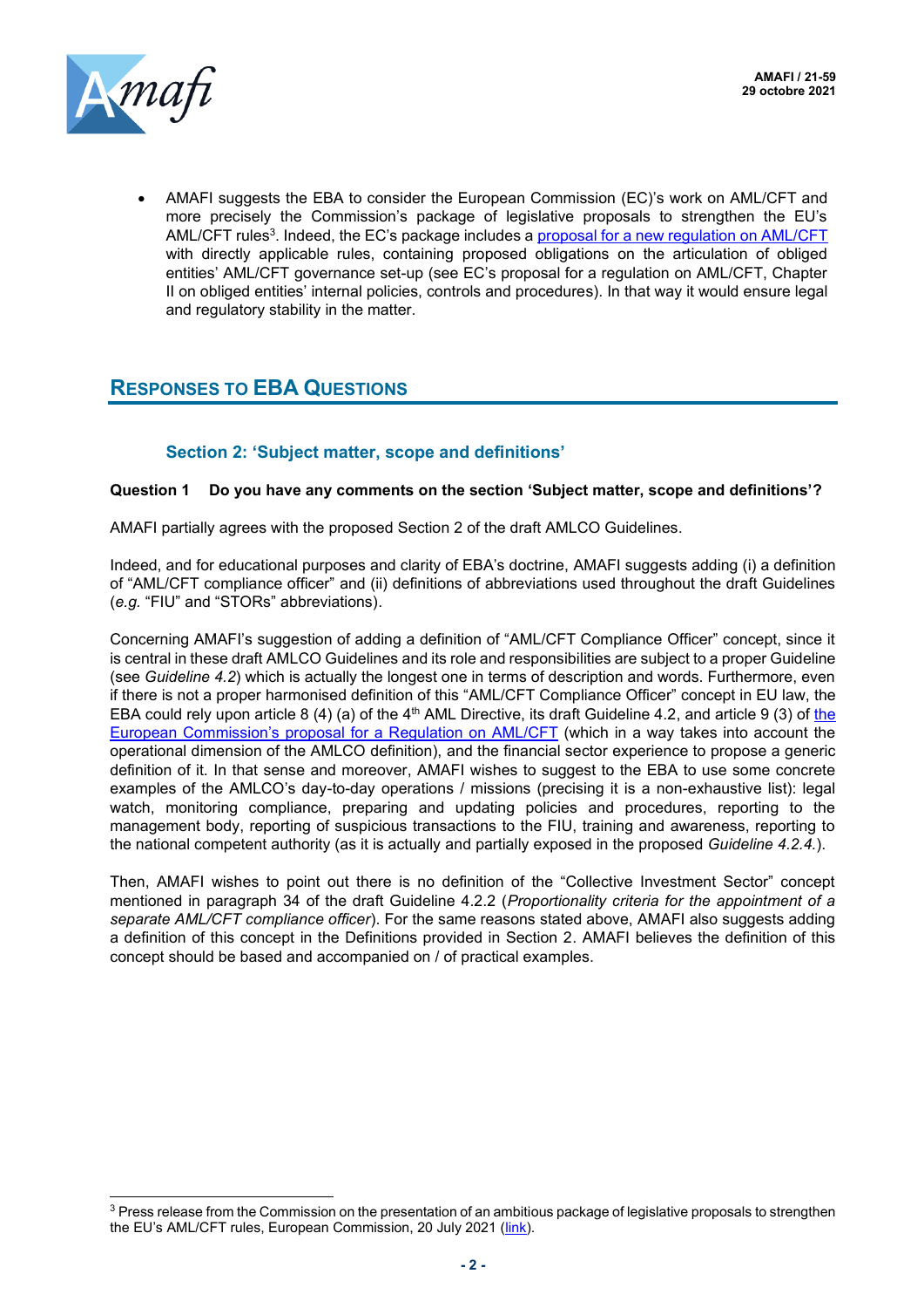- AMAFI suggests the EBA to consider the European Commission (EC)'s work on AML/CFT and more precisely the Commission's package of legislative proposals to strengthen the EU's AML/CFT rules[3]. Indeed, the EC's package includes a proposal for a new regulation on AML/CFT with directly applicable rules, containing proposed obligations on the articulation of obliged entities' AML/CFT governance set-up (see EC's proposal for a regulation on AML/CFT, Chapter II on obliged entities' internal policies, controls and procedures). In that way it would ensure legal and regulatory stability in the matter.

## RESPONSES TO EBA QUESTIONS

### Section 2: 'Subject matter, scope and definitions'

**Question 1 Do you have any comments on the section 'Subject matter, scope and definitions'?**

AMAFI partially agrees with the proposed Section 2 of the draft AMLCO Guidelines.

Indeed, and for educational purposes and clarity of EBA's doctrine, AMAFI suggests adding (i) a definition of "AML/CFT compliance officer" and (ii) definitions of abbreviations used throughout the draft Guidelines (*e.g.* "FIU" and "STORs" abbreviations).

Concerning AMAFI's suggestion of adding a definition of "AML/CFT Compliance Officer" concept, since it is central in these draft AMLCO Guidelines and its role and responsibilities are subject to a proper Guideline (see *Guideline 4.2*) which is actually the longest one in terms of description and words. Furthermore, even if there is not a proper harmonised definition of this "AML/CFT Compliance Officer" concept in EU law, the EBA could rely upon article 8 (4) (a) of the 4th AML Directive, its draft Guideline 4.2, and article 9 (3) of the European Commission's proposal for a Regulation on AML/CFT (which in a way takes into account the operational dimension of the AMLCO definition), and the financial sector experience to propose a generic definition of it. In that sense and moreover, AMAFI wishes to suggest to the EBA to use some concrete examples of the AMLCO's day-to-day operations / missions (precising it is a non-exhaustive list): legal watch, monitoring compliance, preparing and updating policies and procedures, reporting to the management body, reporting of suspicious transactions to the FIU, training and awareness, reporting to the national competent authority (as it is actually and partially exposed in the proposed *Guideline 4.2.4.*).

Then, AMAFI wishes to point out there is no definition of the "Collective Investment Sector" concept mentioned in paragraph 34 of the draft Guideline 4.2.2 (*Proportionality criteria for the appointment of a separate AML/CFT compliance officer*). For the same reasons stated above, AMAFI also suggests adding a definition of this concept in the Definitions provided in Section 2. AMAFI believes the definition of this concept should be based and accompanied on / of practical examples.

---

[3] Press release from the Commission on the presentation of an ambitious package of legislative proposals to strengthen the EU's AML/CFT rules, European Commission, 20 July 2021 (link).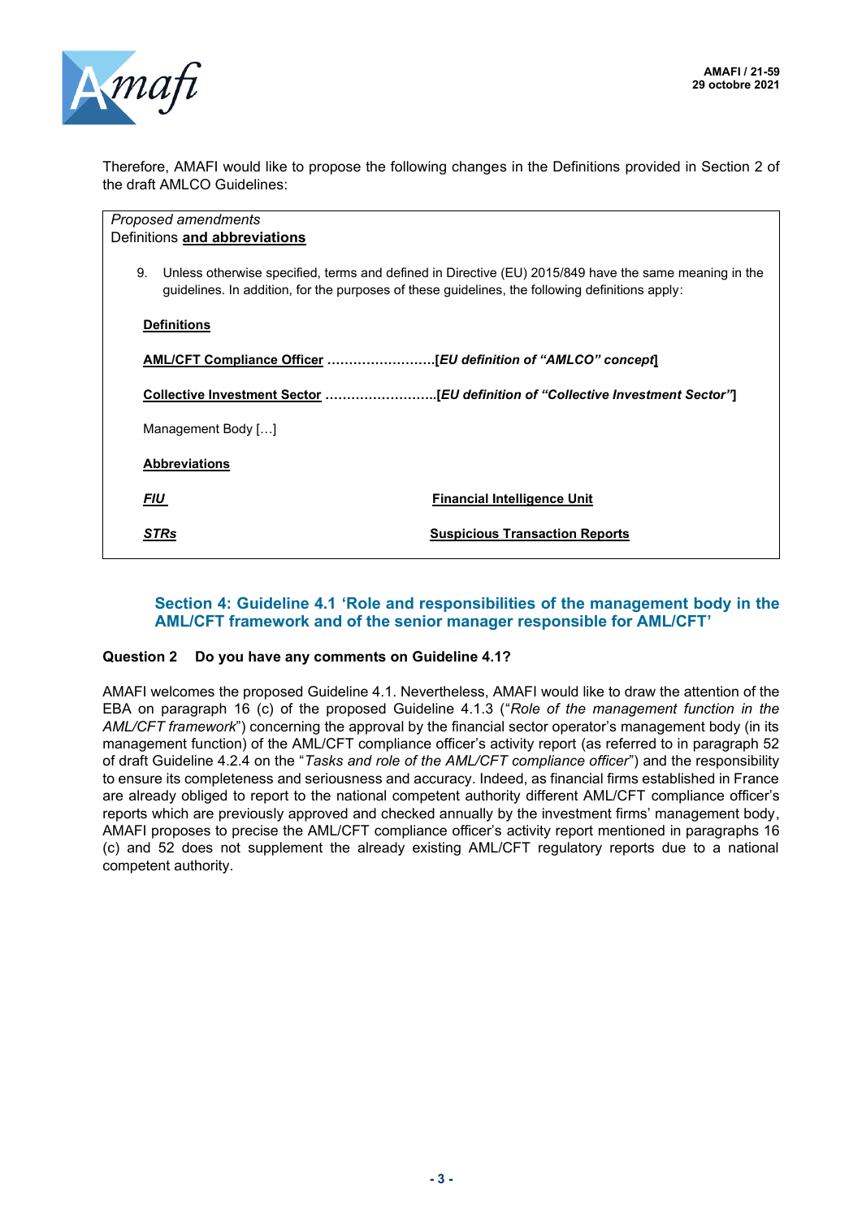Therefore, AMAFI would like to propose the following changes in the Definitions provided in Section 2 of the draft AMLCO Guidelines:

> *Proposed amendments*
>
> Definitions **and abbreviations**
>
> 9. Unless otherwise specified, terms and defined in Directive (EU) 2015/849 have the same meaning in the guidelines. In addition, for the purposes of these guidelines, the following definitions apply:
>
> **Definitions**
>
> **AML/CFT Compliance Officer ……………………[*EU definition of "AMLCO" concept*]**
>
> **Collective Investment Sector ……………………..[*EU definition of "Collective Investment Sector"*]**
>
> Management Body […]
>
> **Abbreviations**
>
> | | |
> |---|---|
> | ***FIU*** | **Financial Intelligence Unit** |
> | ***STRs*** | **Suspicious Transaction Reports** |

## Section 4: Guideline 4.1 'Role and responsibilities of the management body in the AML/CFT framework and of the senior manager responsible for AML/CFT'

**Question 2 Do you have any comments on Guideline 4.1?**

AMAFI welcomes the proposed Guideline 4.1. Nevertheless, AMAFI would like to draw the attention of the EBA on paragraph 16 (c) of the proposed Guideline 4.1.3 ("*Role of the management function in the AML/CFT framework*") concerning the approval by the financial sector operator's management body (in its management function) of the AML/CFT compliance officer's activity report (as referred to in paragraph 52 of draft Guideline 4.2.4 on the "*Tasks and role of the AML/CFT compliance officer*") and the responsibility to ensure its completeness and seriousness and accuracy. Indeed, as financial firms established in France are already obliged to report to the national competent authority different AML/CFT compliance officer's reports which are previously approved and checked annually by the investment firms' management body, AMAFI proposes to precise the AML/CFT compliance officer's activity report mentioned in paragraphs 16 (c) and 52 does not supplement the already existing AML/CFT regulatory reports due to a national competent authority.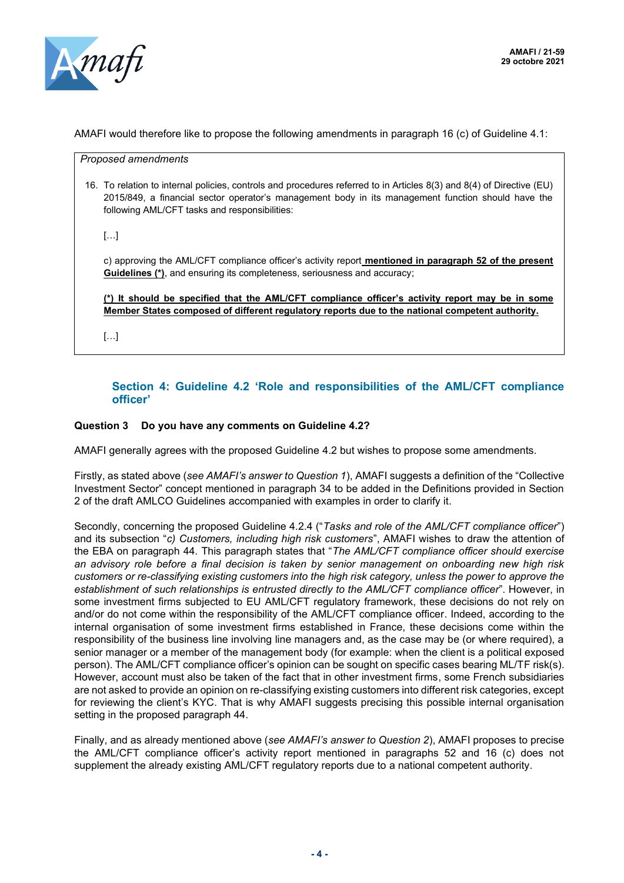AMAFI would therefore like to propose the following amendments in paragraph 16 (c) of Guideline 4.1:

> *Proposed amendments*
>
> 16. To relation to internal policies, controls and procedures referred to in Articles 8(3) and 8(4) of Directive (EU) 2015/849, a financial sector operator's management body in its management function should have the following AML/CFT tasks and responsibilities:
>
> […]
>
> c) approving the AML/CFT compliance officer's activity report **mentioned in paragraph 52 of the present Guidelines (*)**, and ensuring its completeness, seriousness and accuracy;
>
> **(*) It should be specified that the AML/CFT compliance officer's activity report may be in some Member States composed of different regulatory reports due to the national competent authority.**
>
> […]

## Section 4: Guideline 4.2 'Role and responsibilities of the AML/CFT compliance officer'

**Question 3 Do you have any comments on Guideline 4.2?**

AMAFI generally agrees with the proposed Guideline 4.2 but wishes to propose some amendments.

Firstly, as stated above (*see AMAFI's answer to Question 1*), AMAFI suggests a definition of the "Collective Investment Sector" concept mentioned in paragraph 34 to be added in the Definitions provided in Section 2 of the draft AMLCO Guidelines accompanied with examples in order to clarify it.

Secondly, concerning the proposed Guideline 4.2.4 ("*Tasks and role of the AML/CFT compliance officer*") and its subsection "*c) Customers, including high risk customers*", AMAFI wishes to draw the attention of the EBA on paragraph 44. This paragraph states that "*The AML/CFT compliance officer should exercise an advisory role before a final decision is taken by senior management on onboarding new high risk customers or re-classifying existing customers into the high risk category, unless the power to approve the establishment of such relationships is entrusted directly to the AML/CFT compliance officer*". However, in some investment firms subjected to EU AML/CFT regulatory framework, these decisions do not rely on and/or do not come within the responsibility of the AML/CFT compliance officer. Indeed, according to the internal organisation of some investment firms established in France, these decisions come within the responsibility of the business line involving line managers and, as the case may be (or where required), a senior manager or a member of the management body (for example: when the client is a political exposed person). The AML/CFT compliance officer's opinion can be sought on specific cases bearing ML/TF risk(s). However, account must also be taken of the fact that in other investment firms, some French subsidiaries are not asked to provide an opinion on re-classifying existing customers into different risk categories, except for reviewing the client's KYC. That is why AMAFI suggests precising this possible internal organisation setting in the proposed paragraph 44.

Finally, and as already mentioned above (*see AMAFI's answer to Question 2*), AMAFI proposes to precise the AML/CFT compliance officer's activity report mentioned in paragraphs 52 and 16 (c) does not supplement the already existing AML/CFT regulatory reports due to a national competent authority.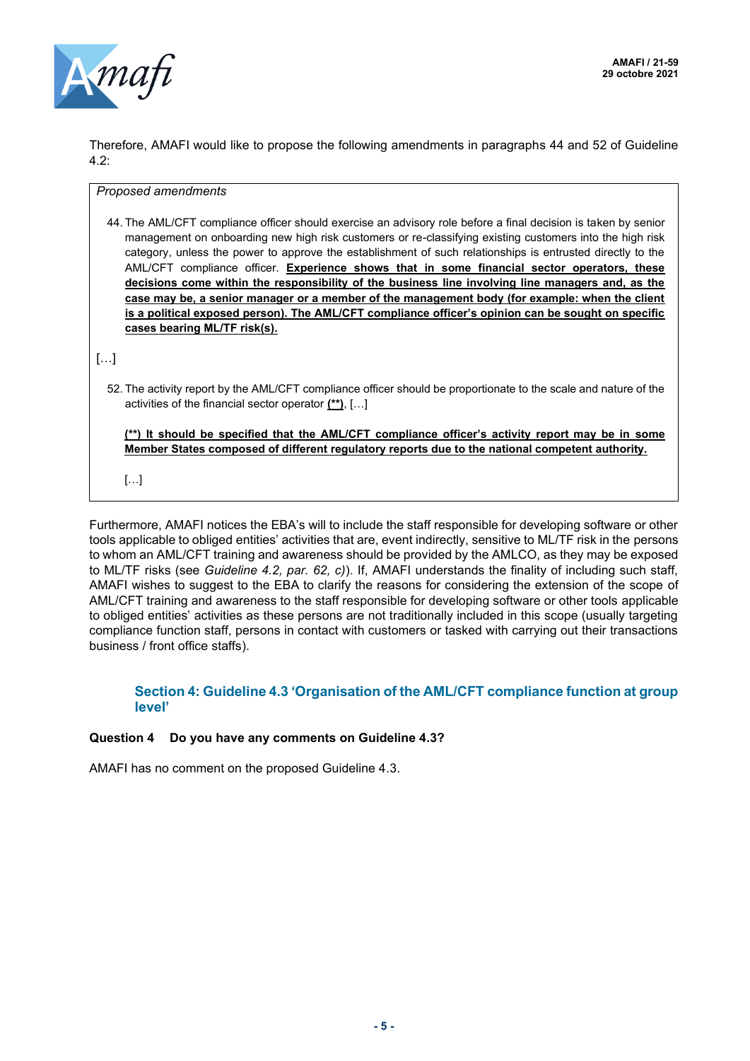Therefore, AMAFI would like to propose the following amendments in paragraphs 44 and 52 of Guideline 4.2:

*Proposed amendments*

44. The AML/CFT compliance officer should exercise an advisory role before a final decision is taken by senior management on onboarding new high risk customers or re-classifying existing customers into the high risk category, unless the power to approve the establishment of such relationships is entrusted directly to the AML/CFT compliance officer. **<u>Experience shows that in some financial sector operators, these decisions come within the responsibility of the business line involving line managers and, as the case may be, a senior manager or a member of the management body (for example: when the client is a political exposed person). The AML/CFT compliance officer's opinion can be sought on specific cases bearing ML/TF risk(s).</u>**

[…]

52. The activity report by the AML/CFT compliance officer should be proportionate to the scale and nature of the activities of the financial sector operator **<u>(**)</u>**, […]

**<u>(**) It should be specified that the AML/CFT compliance officer's activity report may be in some Member States composed of different regulatory reports due to the national competent authority.</u>**

[…]

Furthermore, AMAFI notices the EBA's will to include the staff responsible for developing software or other tools applicable to obliged entities' activities that are, event indirectly, sensitive to ML/TF risk in the persons to whom an AML/CFT training and awareness should be provided by the AMLCO, as they may be exposed to ML/TF risks (see *Guideline 4.2, par. 62, c)*). If, AMAFI understands the finality of including such staff, AMAFI wishes to suggest to the EBA to clarify the reasons for considering the extension of the scope of AML/CFT training and awareness to the staff responsible for developing software or other tools applicable to obliged entities' activities as these persons are not traditionally included in this scope (usually targeting compliance function staff, persons in contact with customers or tasked with carrying out their transactions business / front office staffs).

## Section 4: Guideline 4.3 'Organisation of the AML/CFT compliance function at group level'

**Question 4 Do you have any comments on Guideline 4.3?**

AMAFI has no comment on the proposed Guideline 4.3.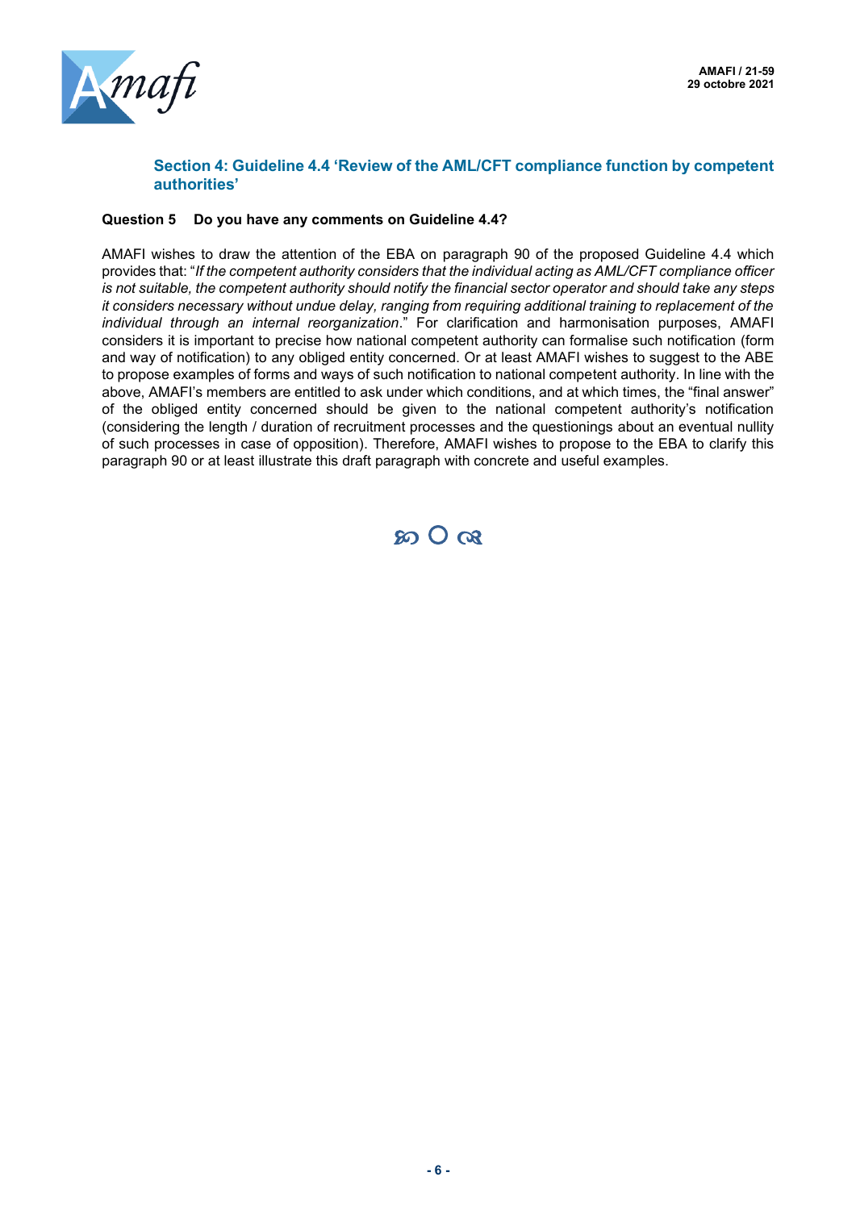### Section 4: Guideline 4.4 'Review of the AML/CFT compliance function by competent authorities'

**Question 5 Do you have any comments on Guideline 4.4?**

AMAFI wishes to draw the attention of the EBA on paragraph 90 of the proposed Guideline 4.4 which provides that: "*If the competent authority considers that the individual acting as AML/CFT compliance officer is not suitable, the competent authority should notify the financial sector operator and should take any steps it considers necessary without undue delay, ranging from requiring additional training to replacement of the individual through an internal reorganization*." For clarification and harmonisation purposes, AMAFI considers it is important to precise how national competent authority can formalise such notification (form and way of notification) to any obliged entity concerned. Or at least AMAFI wishes to suggest to the ABE to propose examples of forms and ways of such notification to national competent authority. In line with the above, AMAFI's members are entitled to ask under which conditions, and at which times, the "final answer" of the obliged entity concerned should be given to the national competent authority's notification (considering the length / duration of recruitment processes and the questionings about an eventual nullity of such processes in case of opposition). Therefore, AMAFI wishes to propose to the EBA to clarify this paragraph 90 or at least illustrate this draft paragraph with concrete and useful examples.

ꕤ O ꕤ